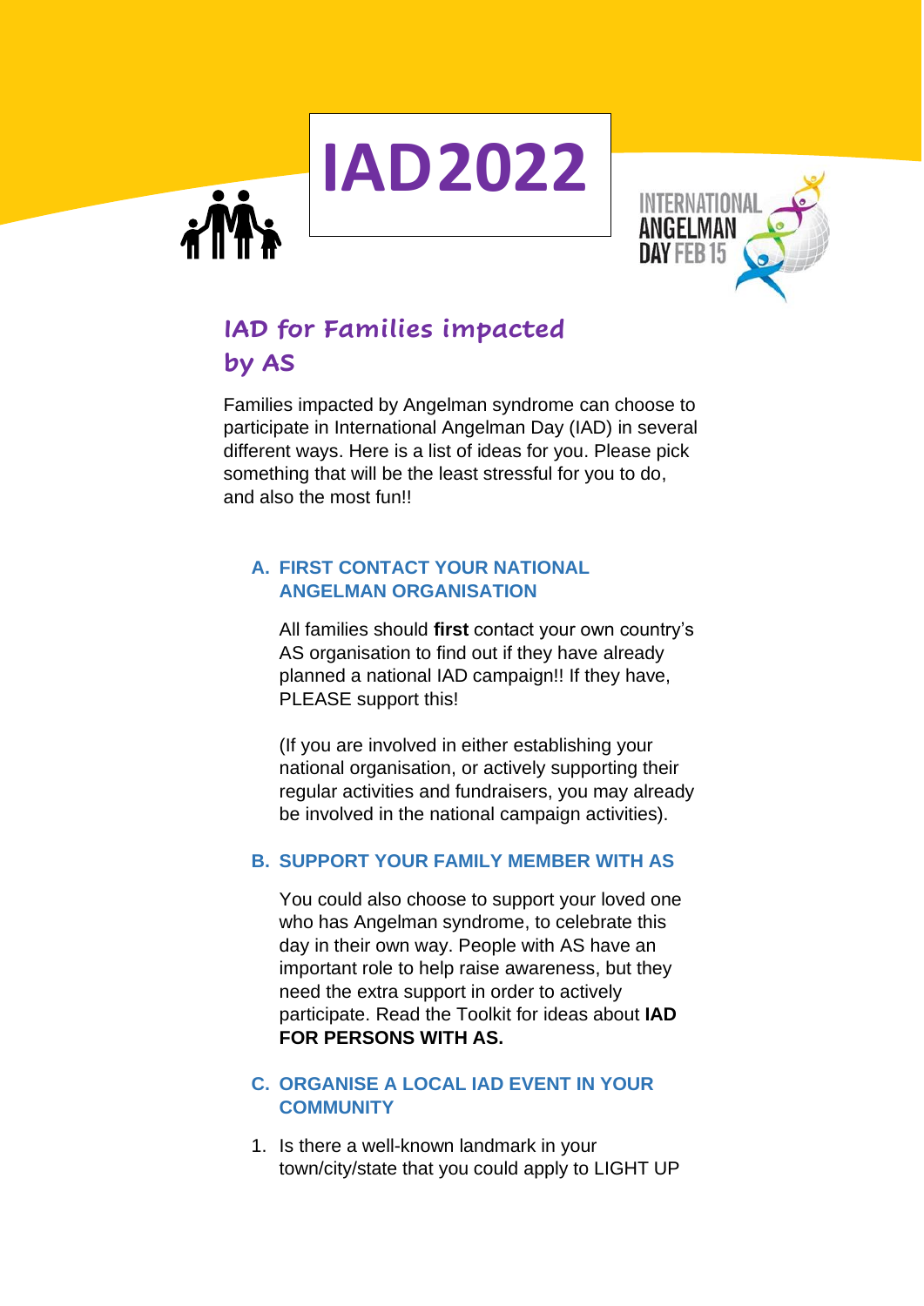# IAD2022

INTERNATIONAL ANGELMAN DAY FEB 15

## IAD for Families impacted by AS

Families impacted by Angelman syndrome can choose to participate in International Angelman Day (IAD) in several different ways. Here is a list of ideas for you. Please pick something that will be the least stressful for you to do, and also the most fun!!

### A. FIRST CONTACT YOUR NATIONAL ANGELMAN ORGANISATION

All families should **first** contact your own country's AS organisation to find out if they have already planned a national IAD campaign!! If they have, PLEASE support this!

(If you are involved in either establishing your national organisation, or actively supporting their regular activities and fundraisers, you may already be involved in the national campaign activities).

### B. SUPPORT YOUR FAMILY MEMBER WITH AS

You could also choose to support your loved one who has Angelman syndrome, to celebrate this day in their own way. People with AS have an important role to help raise awareness, but they need the extra support in order to actively participate. Read the Toolkit for ideas about **IAD FOR PERSONS WITH AS.**

### C. ORGANISE A LOCAL IAD EVENT IN YOUR COMMUNITY

1. Is there a well-known landmark in your town/city/state that you could apply to LIGHT UP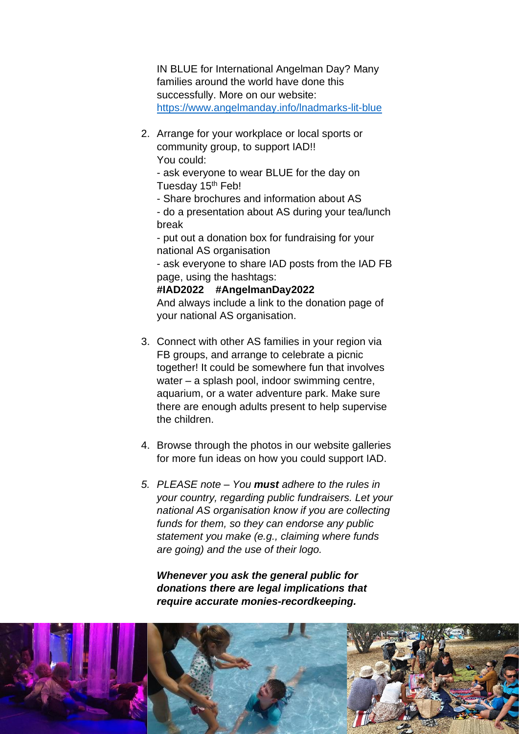IN BLUE for International Angelman Day? Many families around the world have done this successfully. More on our website: https://www.angelmanday.info/lnadmarks-lit-blue

2. Arrange for your workplace or local sports or community group, to support IAD!!
   You could:
   - ask everyone to wear BLUE for the day on Tuesday 15th Feb!
   - Share brochures and information about AS
   - do a presentation about AS during your tea/lunch break
   - put out a donation box for fundraising for your national AS organisation
   - ask everyone to share IAD posts from the IAD FB page, using the hashtags:

   **#IAD2022 #AngelmanDay2022**

   And always include a link to the donation page of your national AS organisation.

3. Connect with other AS families in your region via FB groups, and arrange to celebrate a picnic together! It could be somewhere fun that involves water – a splash pool, indoor swimming centre, aquarium, or a water adventure park. Make sure there are enough adults present to help supervise the children.

4. Browse through the photos in our website galleries for more fun ideas on how you could support IAD.

5. *PLEASE note – You **must** adhere to the rules in your country, regarding public fundraisers. Let your national AS organisation know if you are collecting funds for them, so they can endorse any public statement you make (e.g., claiming where funds are going) and the use of their logo.*

   ***Whenever you ask the general public for donations there are legal implications that require accurate monies-recordkeeping.***